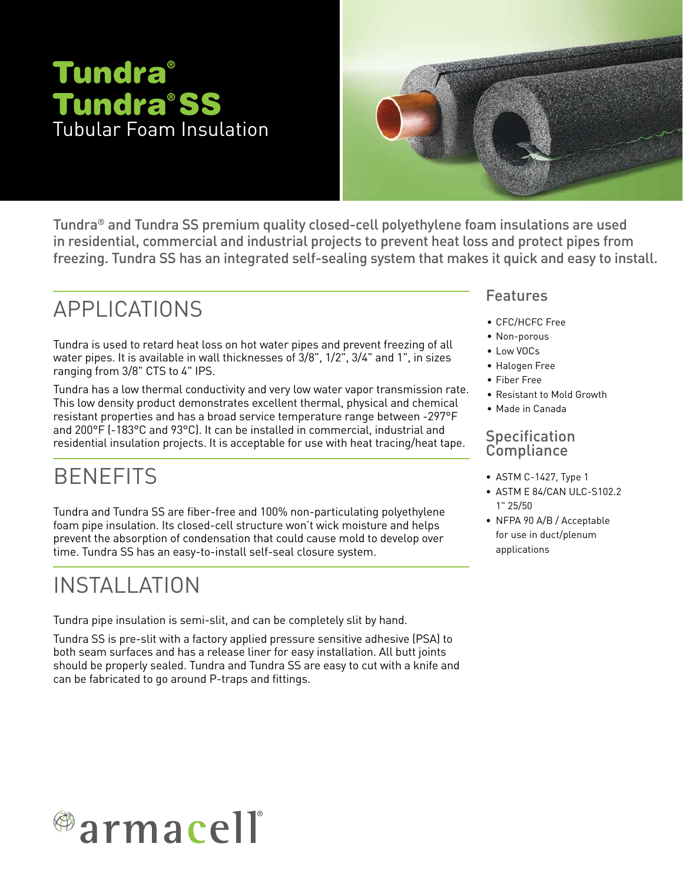# Tundra®
# Tundra® SS
## Tubular Foam Insulation

Tundra® and Tundra SS premium quality closed-cell polyethylene foam insulations are used in residential, commercial and industrial projects to prevent heat loss and protect pipes from freezing. Tundra SS has an integrated self-sealing system that makes it quick and easy to install.

## APPLICATIONS

Tundra is used to retard heat loss on hot water pipes and prevent freezing of all water pipes. It is available in wall thicknesses of 3/8", 1/2", 3/4" and 1", in sizes ranging from 3/8" CTS to 4" IPS.

Tundra has a low thermal conductivity and very low water vapor transmission rate. This low density product demonstrates excellent thermal, physical and chemical resistant properties and has a broad service temperature range between -297°F and 200°F (-183°C and 93°C). It can be installed in commercial, industrial and residential insulation projects. It is acceptable for use with heat tracing/heat tape.

## BENEFITS

Tundra and Tundra SS are fiber-free and 100% non-particulating polyethylene foam pipe insulation. Its closed-cell structure won't wick moisture and helps prevent the absorption of condensation that could cause mold to develop over time. Tundra SS has an easy-to-install self-seal closure system.

## INSTALLATION

Tundra pipe insulation is semi-slit, and can be completely slit by hand.

Tundra SS is pre-slit with a factory applied pressure sensitive adhesive (PSA) to both seam surfaces and has a release liner for easy installation. All butt joints should be properly sealed. Tundra and Tundra SS are easy to cut with a knife and can be fabricated to go around P-traps and fittings.

### Features

- CFC/HCFC Free
- Non-porous
- Low VOCs
- Halogen Free
- Fiber Free
- Resistant to Mold Growth
- Made in Canada

### Specification Compliance

- ASTM C-1427, Type 1
- ASTM E 84/CAN ULC-S102.2 1" 25/50
- NFPA 90 A/B / Acceptable for use in duct/plenum applications

armacell®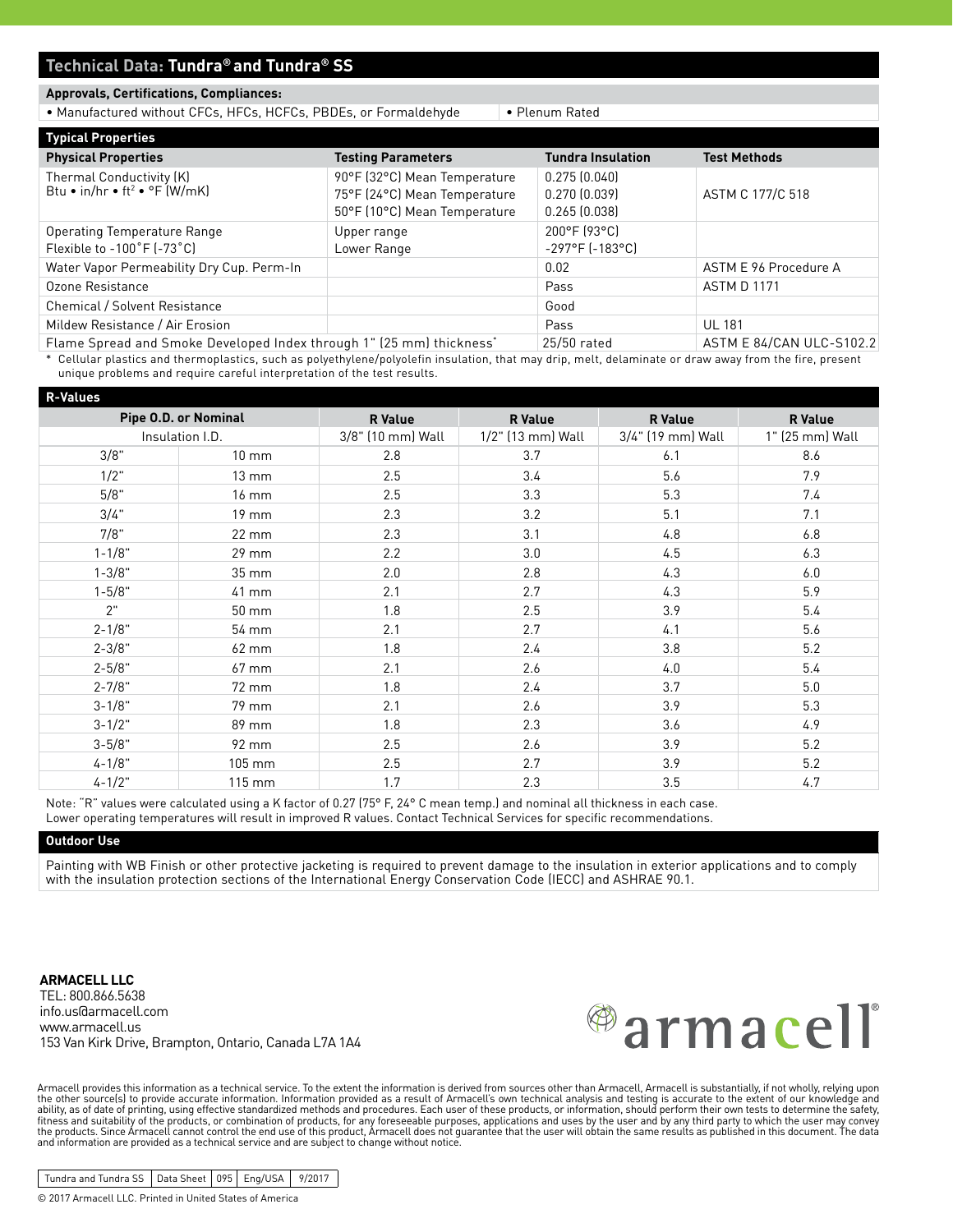## Technical Data: Tundra® and Tundra® SS

**Approvals, Certifications, Compliances:**

- Manufactured without CFCs, HFCs, HCFCs, PBDEs, or Formaldehyde
- Plenum Rated

### Typical Properties

| Physical Properties | Testing Parameters | Tundra Insulation | Test Methods |
|---|---|---|---|
| Thermal Conductivity (K) Btu • in/hr • ft² • °F (W/mK) | 90°F (32°C) Mean Temperature<br>75°F (24°C) Mean Temperature<br>50°F (10°C) Mean Temperature | 0.275 (0.040)<br>0.270 (0.039)<br>0.265 (0.038) | ASTM C 177/C 518 |
| Operating Temperature Range Flexible to -100˚F (-73˚C) | Upper range<br>Lower Range | 200°F (93°C)<br>-297°F (-183°C) | |
| Water Vapor Permeability Dry Cup. Perm-In | | 0.02 | ASTM E 96 Procedure A |
| Ozone Resistance | | Pass | ASTM D 1171 |
| Chemical / Solvent Resistance | | Good | |
| Mildew Resistance / Air Erosion | | Pass | UL 181 |
| Flame Spread and Smoke Developed Index through 1" (25 mm) thickness* | | 25/50 rated | ASTM E 84/CAN ULC-S102.2 |

\* Cellular plastics and thermoplastics, such as polyethylene/polyolefin insulation, that may drip, melt, delaminate or draw away from the fire, present unique problems and require careful interpretation of the test results.

### R-Values

| Pipe O.D. or Nominal | | R Value | R Value | R Value | R Value |
|---|---|---|---|---|---|
| Insulation I.D. | | 3/8" (10 mm) Wall | 1/2" (13 mm) Wall | 3/4" (19 mm) Wall | 1" (25 mm) Wall |
| 3/8" | 10 mm | 2.8 | 3.7 | 6.1 | 8.6 |
| 1/2" | 13 mm | 2.5 | 3.4 | 5.6 | 7.9 |
| 5/8" | 16 mm | 2.5 | 3.3 | 5.3 | 7.4 |
| 3/4" | 19 mm | 2.3 | 3.2 | 5.1 | 7.1 |
| 7/8" | 22 mm | 2.3 | 3.1 | 4.8 | 6.8 |
| 1-1/8" | 29 mm | 2.2 | 3.0 | 4.5 | 6.3 |
| 1-3/8" | 35 mm | 2.0 | 2.8 | 4.3 | 6.0 |
| 1-5/8" | 41 mm | 2.1 | 2.7 | 4.3 | 5.9 |
| 2" | 50 mm | 1.8 | 2.5 | 3.9 | 5.4 |
| 2-1/8" | 54 mm | 2.1 | 2.7 | 4.1 | 5.6 |
| 2-3/8" | 62 mm | 1.8 | 2.4 | 3.8 | 5.2 |
| 2-5/8" | 67 mm | 2.1 | 2.6 | 4.0 | 5.4 |
| 2-7/8" | 72 mm | 1.8 | 2.4 | 3.7 | 5.0 |
| 3-1/8" | 79 mm | 2.1 | 2.6 | 3.9 | 5.3 |
| 3-1/2" | 89 mm | 1.8 | 2.3 | 3.6 | 4.9 |
| 3-5/8" | 92 mm | 2.5 | 2.6 | 3.9 | 5.2 |
| 4-1/8" | 105 mm | 2.5 | 2.7 | 3.9 | 5.2 |
| 4-1/2" | 115 mm | 1.7 | 2.3 | 3.5 | 4.7 |

Note: "R" values were calculated using a K factor of 0.27 (75° F, 24° C mean temp.) and nominal all thickness in each case.
Lower operating temperatures will result in improved R values. Contact Technical Services for specific recommendations.

### Outdoor Use

Painting with WB Finish or other protective jacketing is required to prevent damage to the insulation in exterior applications and to comply with the insulation protection sections of the International Energy Conservation Code (IECC) and ASHRAE 90.1.

**ARMACELL LLC**
TEL: 800.866.5638
info.us@armacell.com
www.armacell.us
153 Van Kirk Drive, Brampton, Ontario, Canada L7A 1A4

armacell®

Armacell provides this information as a technical service. To the extent the information is derived from sources other than Armacell, Armacell is substantially, if not wholly, relying upon the other source(s) to provide accurate information. Information provided as a result of Armacell's own technical analysis and testing is accurate to the extent of our knowledge and ability, as of date of printing, using effective standardized methods and procedures. Each user of these products, or information, should perform their own tests to determine the safety, fitness and suitability of the products, or combination of products, for any foreseeable purposes, applications and uses by the user and by any third party to which the user may convey the products. Since Armacell cannot control the end use of this product, Armacell does not guarantee that the user will obtain the same results as published in this document. The data and information are provided as a technical service and are subject to change without notice.

| Tundra and Tundra SS | Data Sheet | 095 | Eng/USA | 9/2017 |
|---|---|---|---|---|

© 2017 Armacell LLC. Printed in United States of America